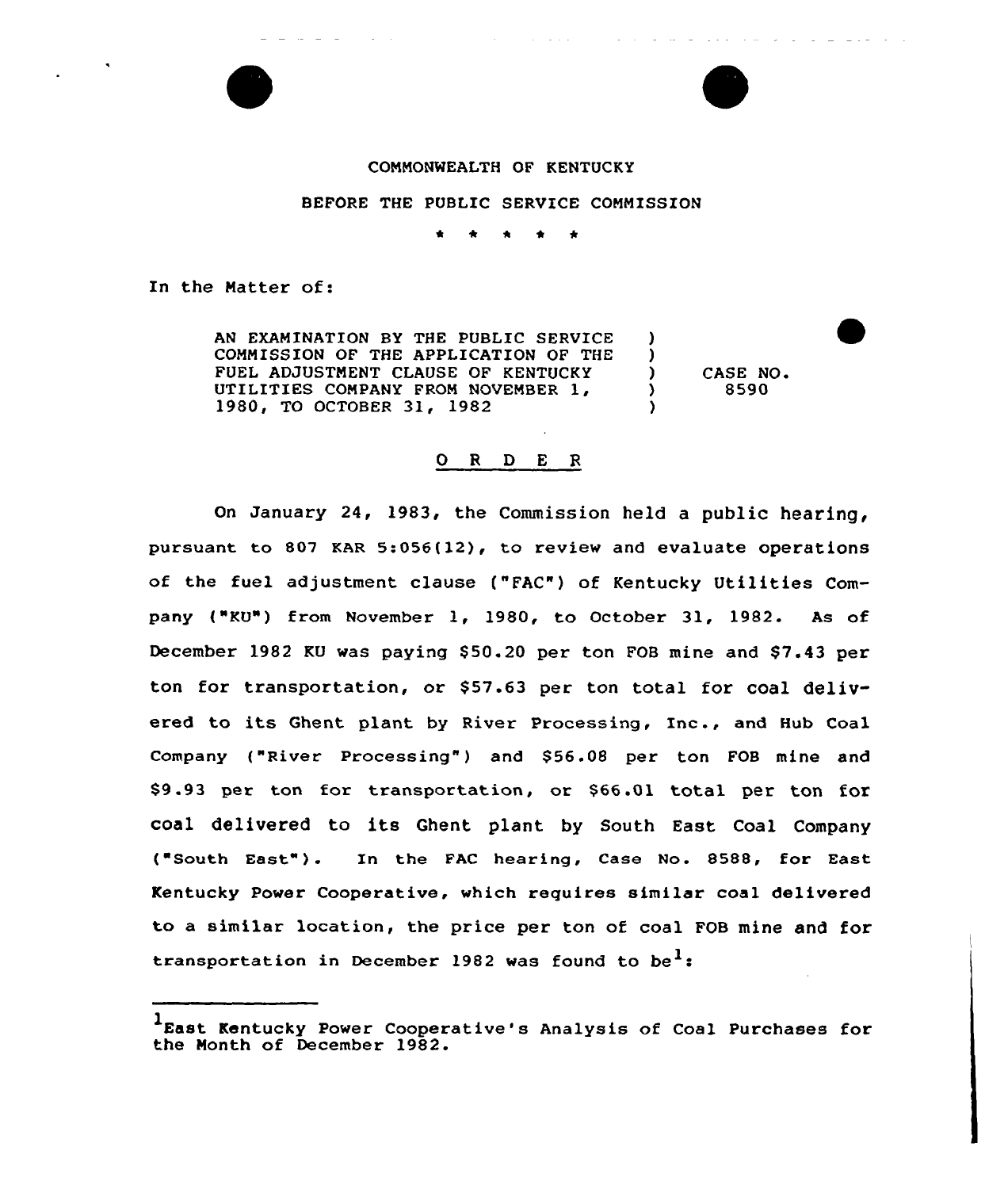COMMONWEALTH OF KENTUCKY

BEFORE THE PUBLIC SERVICE COMMISSION

\* \* \* \* \*

In the Matter of:

| | | |
|---|---|---|
| AN EXAMINATION BY THE PUBLIC SERVICE COMMISSION OF THE APPLICATION OF THE FUEL ADJUSTMENT CLAUSE OF KENTUCKY UTILITIES COMPANY FROM NOVEMBER 1, 1980, TO OCTOBER 31, 1982 | ) | CASE NO. 8590 |

## O R D E R

On January 24, 1983, the Commission held a public hearing, pursuant to 807 KAR 5:056(12), to review and evaluate operations of the fuel adjustment clause ("FAC") of Kentucky Utilities Company ("KU") from November 1, 1980, to October 31, 1982. As of December 1982 KU was paying $50.20 per ton FOB mine and $7.43 per ton for transportation, or $57.63 per ton total for coal delivered to its Ghent plant by River Processing, Inc., and Hub Coal Company ("River Processing") and $56.08 per ton FOB mine and $9.93 per ton for transportation, or $66.01 total per ton for coal delivered to its Ghent plant by South East Coal Company ("South East"). In the FAC hearing, Case No. 8588, for East Kentucky Power Cooperative, which requires similar coal delivered to a similar location, the price per ton of coal FOB mine and for transportation in December 1982 was found to be[1]:

[1] East Kentucky Power Cooperative's Analysis of Coal Purchases for the Month of December 1982.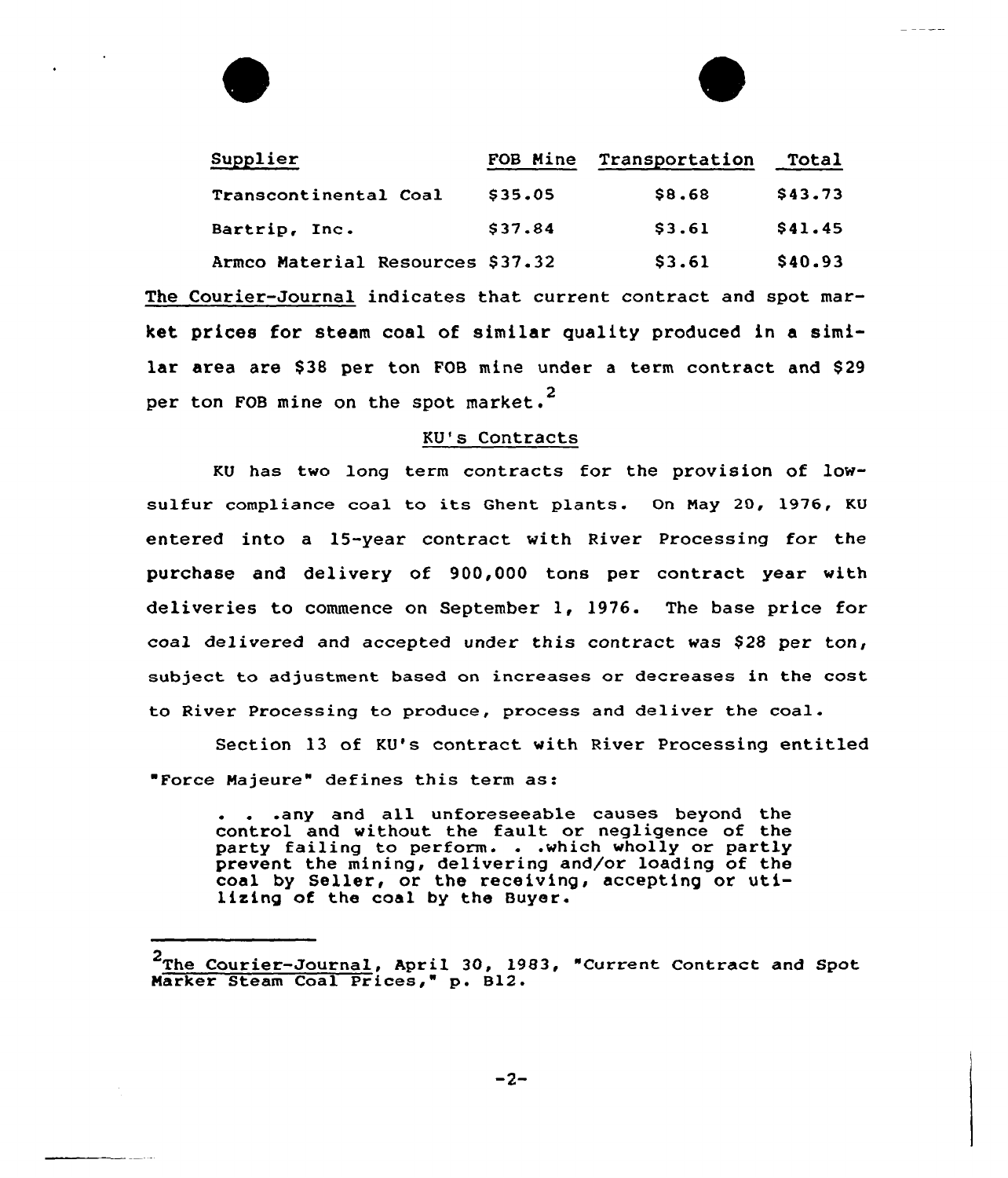| Supplier | FOB Mine | Transportation | Total |
|---|---|---|---|
| Transcontinental Coal | $35.05 | $8.68 | $43.73 |
| Bartrip, Inc. | $37.84 | $3.61 | $41.45 |
| Armco Material Resources | $37.32 | $3.61 | $40.93 |

The Courier-Journal indicates that current contract and spot market prices for steam coal of similar quality produced in a similar area are $38 per ton FOB mine under a term contract and $29 per ton FOB mine on the spot market.[2]

## KU's Contracts

KU has two long term contracts for the provision of low-sulfur compliance coal to its Ghent plants. On May 20, 1976, KU entered into a 15-year contract with River Processing for the purchase and delivery of 900,000 tons per contract year with deliveries to commence on September 1, 1976. The base price for coal delivered and accepted under this contract was $28 per ton, subject to adjustment based on increases or decreases in the cost to River Processing to produce, process and deliver the coal.

Section 13 of KU's contract with River Processing entitled "Force Majeure" defines this term as:

> . . .any and all unforeseeable causes beyond the control and without the fault or negligence of the party failing to perform. . .which wholly or partly prevent the mining, delivering and/or loading of the coal by Seller, or the receiving, accepting or utilizing of the coal by the Buyer.

---

[2] The Courier-Journal, April 30, 1983, "Current Contract and Spot Marker Steam Coal Prices," p. B12.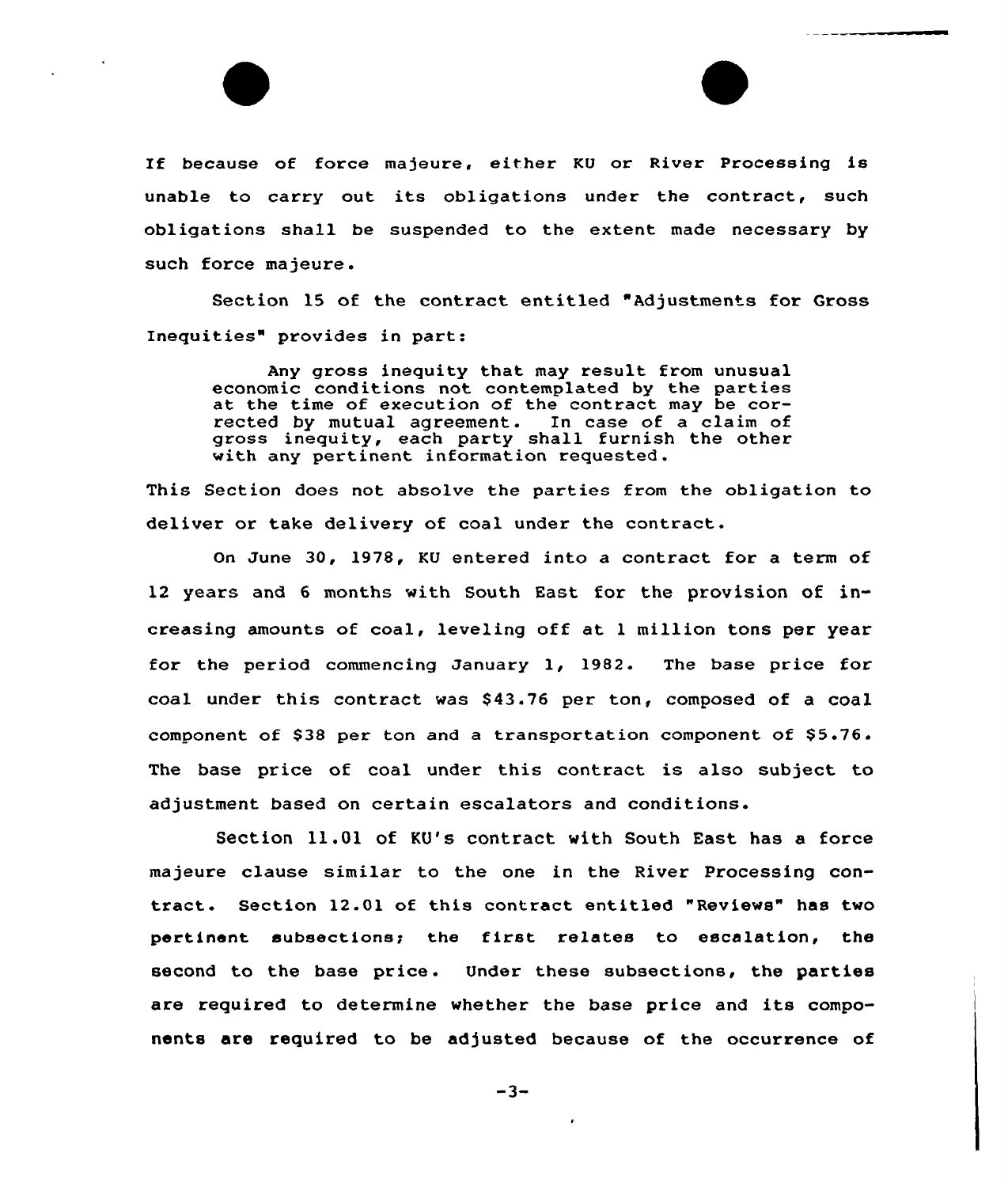If because of force majeure, either KU or River Processing is unable to carry out its obligations under the contract, such obligations shall be suspended to the extent made necessary by such force majeure.

Section 15 of the contract entitled "Adjustments for Gross Inequities" provides in part:

> Any gross inequity that may result from unusual economic conditions not contemplated by the parties at the time of execution of the contract may be corrected by mutual agreement. In case of a claim of gross inequity, each party shall furnish the other with any pertinent information requested.

This Section does not absolve the parties from the obligation to deliver or take delivery of coal under the contract.

On June 30, 1978, KU entered into a contract for a term of 12 years and 6 months with South East for the provision of increasing amounts of coal, leveling off at 1 million tons per year for the period commencing January 1, 1982. The base price for coal under this contract was $43.76 per ton, composed of a coal component of $38 per ton and a transportation component of $5.76. The base price of coal under this contract is also subject to adjustment based on certain escalators and conditions.

Section 11.01 of KU's contract with South East has a force majeure clause similar to the one in the River Processing contract. Section 12.01 of this contract entitled "Reviews" has two pertinent subsections; the first relates to escalation, the second to the base price. Under these subsections, the parties are required to determine whether the base price and its components are required to be adjusted because of the occurrence of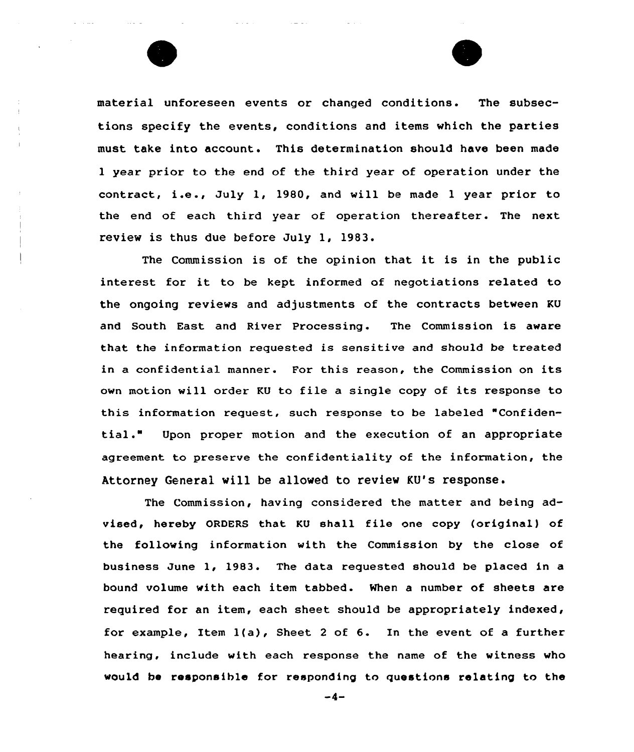material unforeseen events or changed conditions. The subsections specify the events, conditions and items which the parties must take into account. This determination should have been made 1 year prior to the end of the third year of operation under the contract, i.e., July 1, 1980, and will be made 1 year prior to the end of each third year of operation thereafter. The next review is thus due before July 1, 1983.

The Commission is of the opinion that it is in the public interest for it to be kept informed of negotiations related to the ongoing reviews and adjustments of the contracts between KU and South East and River Processing. The Commission is aware that the information requested is sensitive and should be treated in a confidential manner. For this reason, the Commission on its own motion will order KU to file a single copy of its response to this information request, such response to be labeled "Confidential." Upon proper motion and the execution of an appropriate agreement to preserve the confidentiality of the information, the Attorney General will be allowed to review KU's response.

The Commission, having considered the matter and being advised, hereby ORDERS that KU shall file one copy (original) of the following information with the Commission by the close of business June 1, 1983. The data requested should be placed in a bound volume with each item tabbed. When a number of sheets are required for an item, each sheet should be appropriately indexed, for example, Item 1(a), Sheet 2 of 6. In the event of a further hearing, include with each response the name of the witness who would be responsible for responding to questions relating to the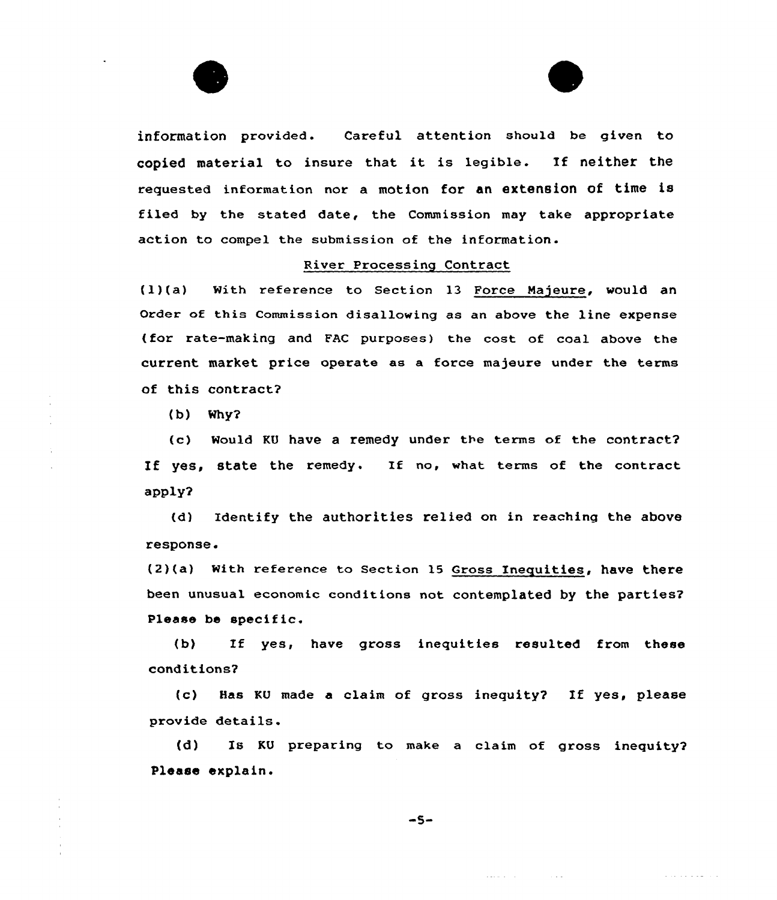information provided. Careful attention should be given to copied material to insure that it is legible. If neither the requested information nor a motion for an extension of time is filed by the stated date, the Commission may take appropriate action to compel the submission of the information.

<u>River Processing Contract</u>

(1)(a) With reference to Section 13 <u>Force Majeure</u>, would an Order of this Commission disallowing as an above the line expense (for rate-making and FAC purposes) the cost of coal above the current market price operate as a force majeure under the terms of this contract?

(b) Why?

(c) Would KU have a remedy under the terms of the contract? If yes, state the remedy. If no, what terms of the contract apply?

(d) Identify the authorities relied on in reaching the above response.

(2)(a) With reference to Section 15 <u>Gross Inequities</u>, have there been unusual economic conditions not contemplated by the parties? Please be specific.

(b) If yes, have gross inequities resulted from these conditions?

(c) Has KU made a claim of gross inequity? If yes, please provide details.

(d) Is KU preparing to make a claim of gross inequity? Please explain.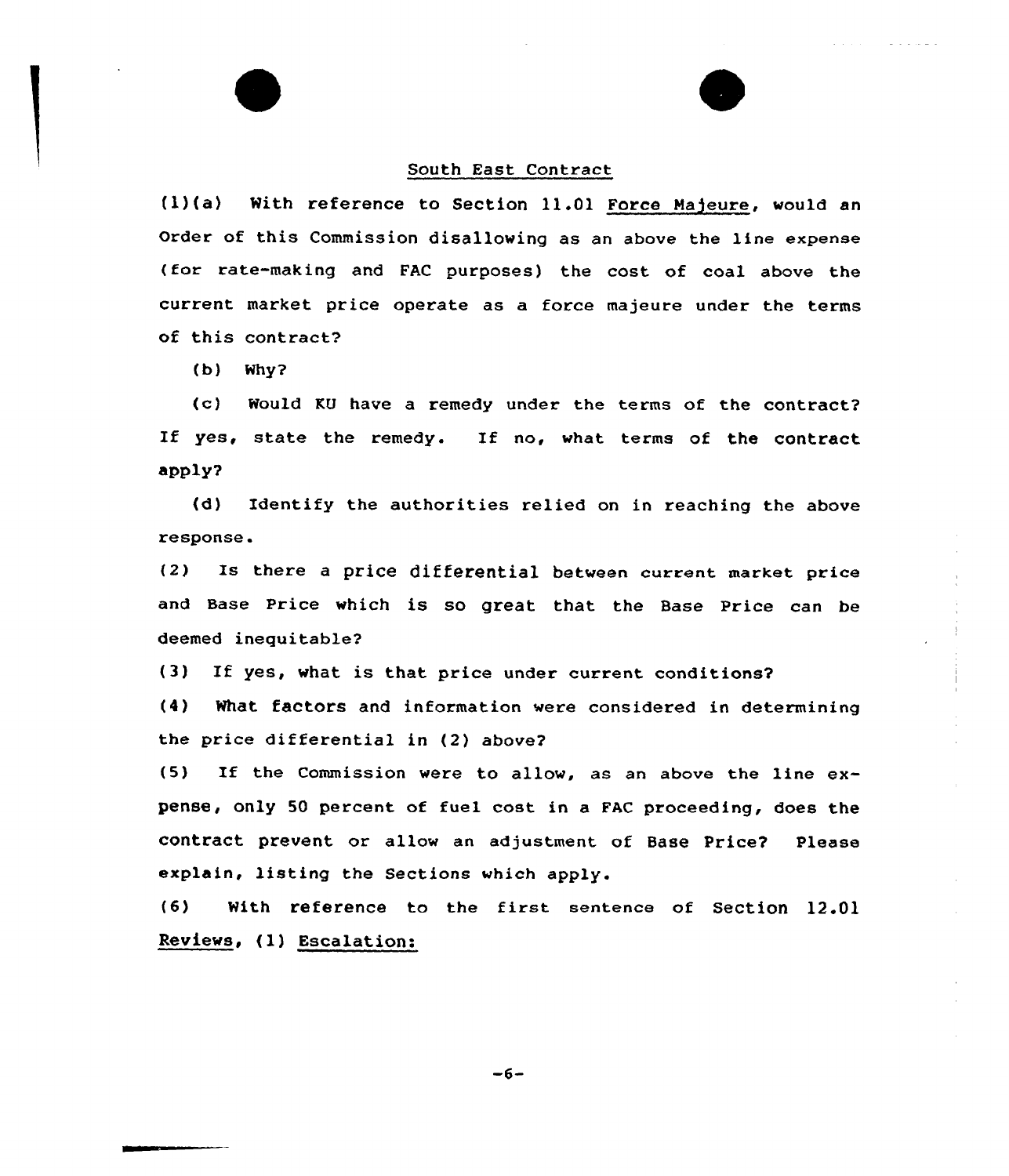South East Contract

(1)(a) With reference to Section 11.01 Force Majeure, would an Order of this Commission disallowing as an above the line expense (for rate-making and FAC purposes) the cost of coal above the current market price operate as a force majeure under the terms of this contract?

(b) Why?

(c) Would KU have a remedy under the terms of the contract? If yes, state the remedy. If no, what terms of the contract apply?

(d) Identify the authorities relied on in reaching the above response.

(2) Is there a price differential between current market price and Base Price which is so great that the Base Price can be deemed inequitable?

(3) If yes, what is that price under current conditions?

(4) What factors and information were considered in determining the price differential in (2) above?

(5) If the Commission were to allow, as an above the line expense, only 50 percent of fuel cost in a FAC proceeding, does the contract prevent or allow an adjustment of Base Price? Please explain, listing the Sections which apply.

(6) With reference to the first sentence of Section 12.01 Reviews, (1) Escalation: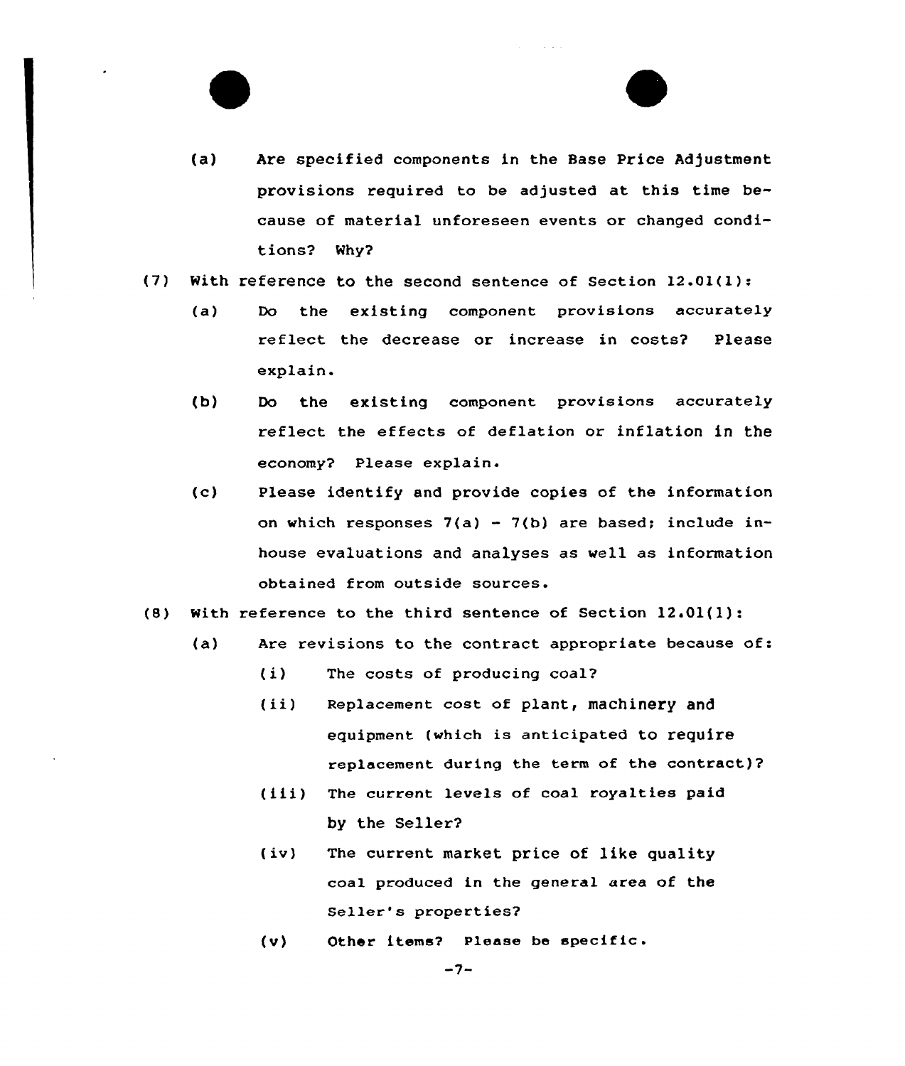(a) Are specified components in the Base Price Adjustment provisions required to be adjusted at this time because of material unforeseen events or changed conditions? Why?

(7) With reference to the second sentence of Section 12.01(1):

   (a) Do the existing component provisions accurately reflect the decrease or increase in costs? Please explain.

   (b) Do the existing component provisions accurately reflect the effects of deflation or inflation in the economy? Please explain.

   (c) Please identify and provide copies of the information on which responses 7(a) - 7(b) are based; include in-house evaluations and analyses as well as information obtained from outside sources.

(8) With reference to the third sentence of Section 12.01(1):

   (a) Are revisions to the contract appropriate because of:

      (i) The costs of producing coal?

      (ii) Replacement cost of plant, machinery and equipment (which is anticipated to require replacement during the term of the contract)?

      (iii) The current levels of coal royalties paid by the Seller?

      (iv) The current market price of like quality coal produced in the general area of the Seller's properties?

      (v) Other items? Please be specific.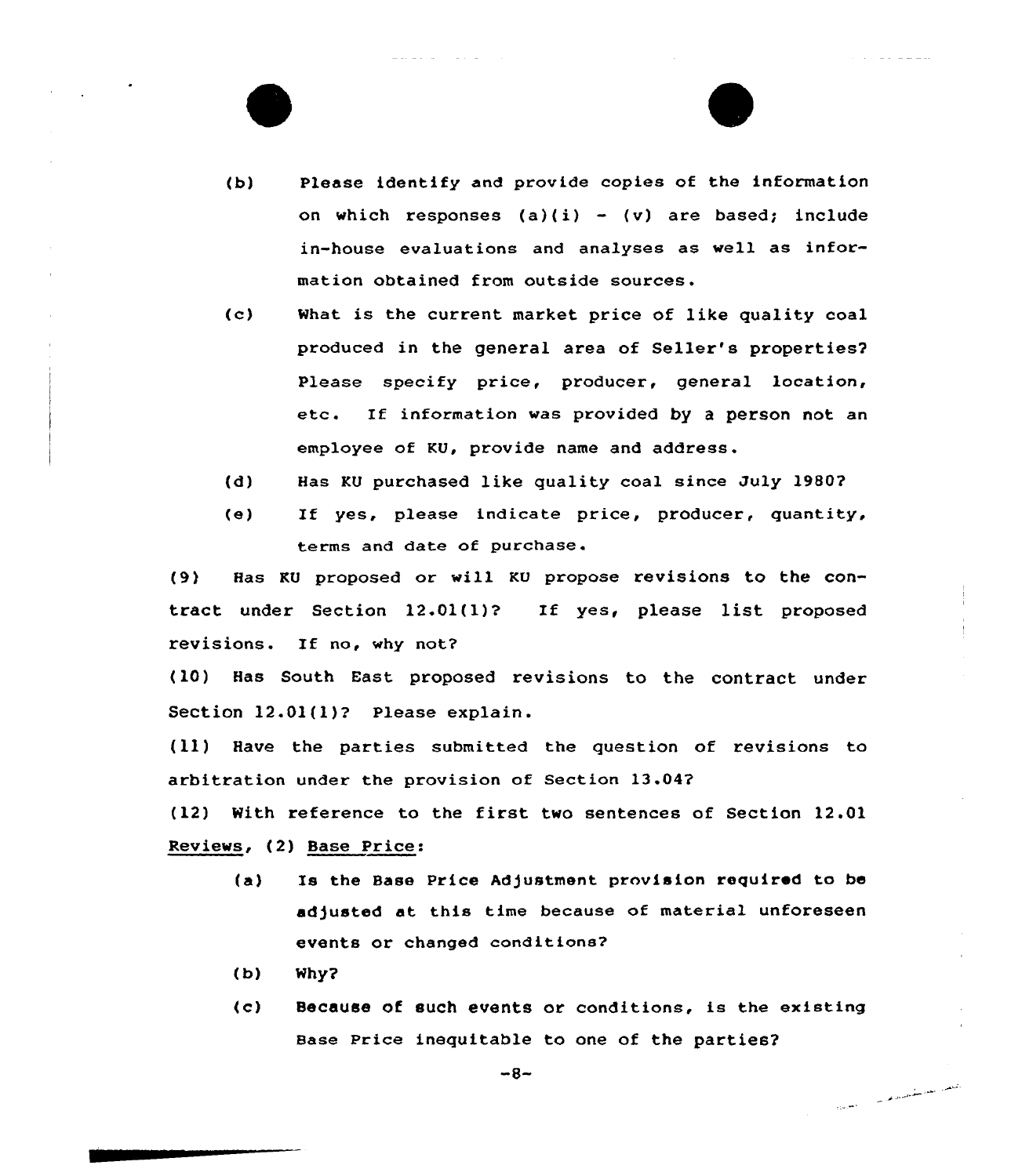(b) Please identify and provide copies of the information on which responses (a)(i) - (v) are based; include in-house evaluations and analyses as well as information obtained from outside sources.

(c) What is the current market price of like quality coal produced in the general area of Seller's properties? Please specify price, producer, general location, etc. If information was provided by a person not an employee of KU, provide name and address.

(d) Has KU purchased like quality coal since July 1980?

(e) If yes, please indicate price, producer, quantity, terms and date of purchase.

(9) Has KU proposed or will KU propose revisions to the contract under Section 12.01(1)? If yes, please list proposed revisions. If no, why not?

(10) Has South East proposed revisions to the contract under Section 12.01(1)? Please explain.

(11) Have the parties submitted the question of revisions to arbitration under the provision of Section 13.04?

(12) With reference to the first two sentences of Section 12.01 Reviews, (2) Base Price:

(a) Is the Base Price Adjustment provision required to be adjusted at this time because of material unforeseen events or changed conditions?

(b) Why?

(c) Because of such events or conditions, is the existing Base Price inequitable to one of the parties?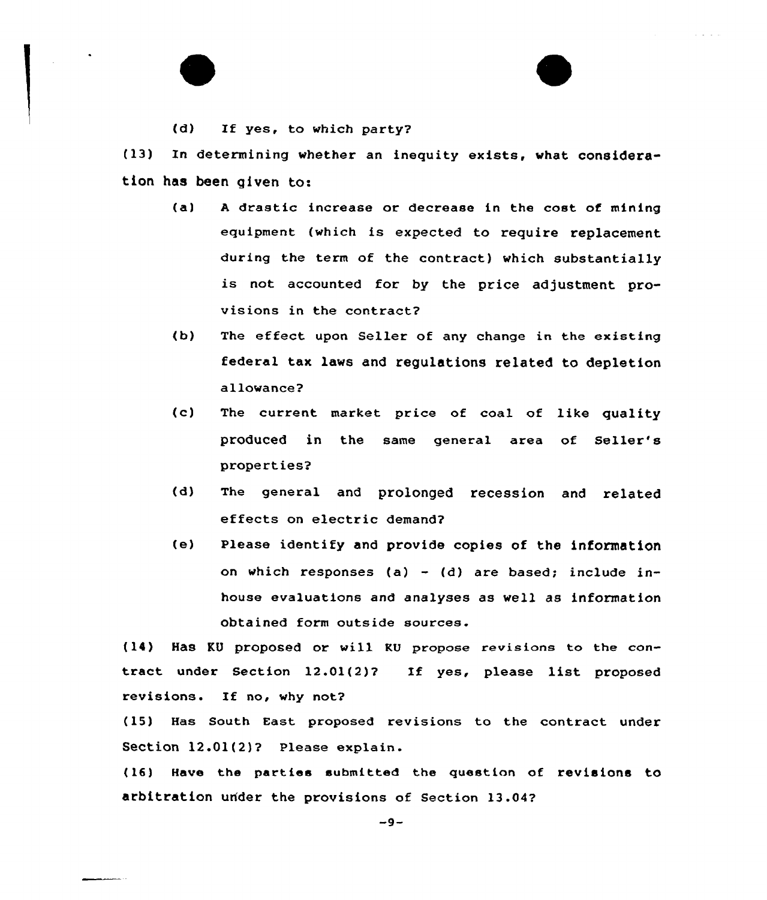(d) If yes, to which party?

(13) In determining whether an inequity exists, what consideration has been given to:

(a) A drastic increase or decrease in the cost of mining equipment (which is expected to require replacement during the term of the contract) which substantially is not accounted for by the price adjustment provisions in the contract?

(b) The effect upon Seller of any change in the existing federal tax laws and regulations related to depletion allowance?

(c) The current market price of coal of like quality produced in the same general area of Seller's properties?

(d) The general and prolonged recession and related effects on electric demand?

(e) Please identify and provide copies of the information on which responses (a) - (d) are based; include in-house evaluations and analyses as well as information obtained form outside sources.

(14) Has KU proposed or will KU propose revisions to the contract under Section 12.01(2)? If yes, please list proposed revisions. If no, why not?

(15) Has South East proposed revisions to the contract under Section 12.01(2)? Please explain.

(16) Have the parties submitted the question of revisions to arbitration under the provisions of Section 13.04?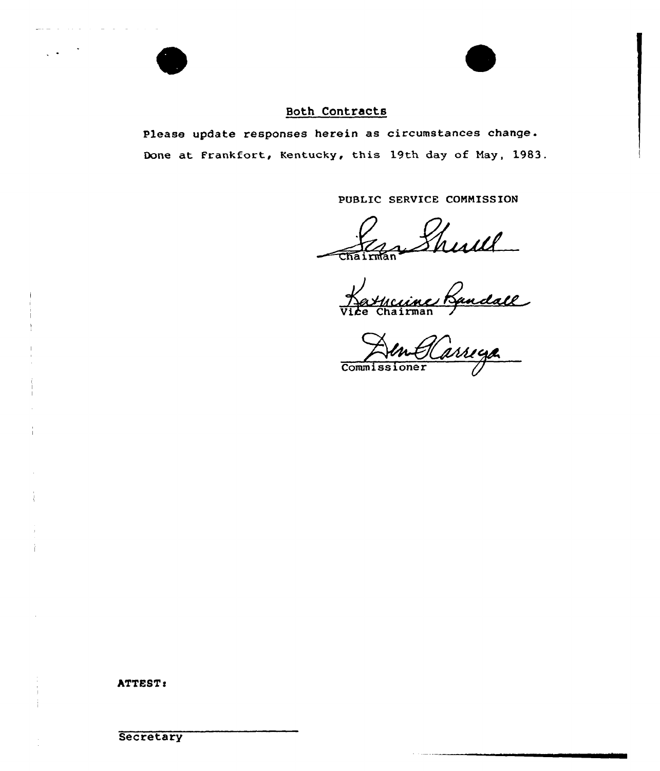## Both Contracts

Please update responses herein as circumstances change.

Done at Frankfort, Kentucky, this 19th day of May, 1983.

PUBLIC SERVICE COMMISSION

Chairman

Vice Chairman

Commissioner

ATTEST:

Secretary